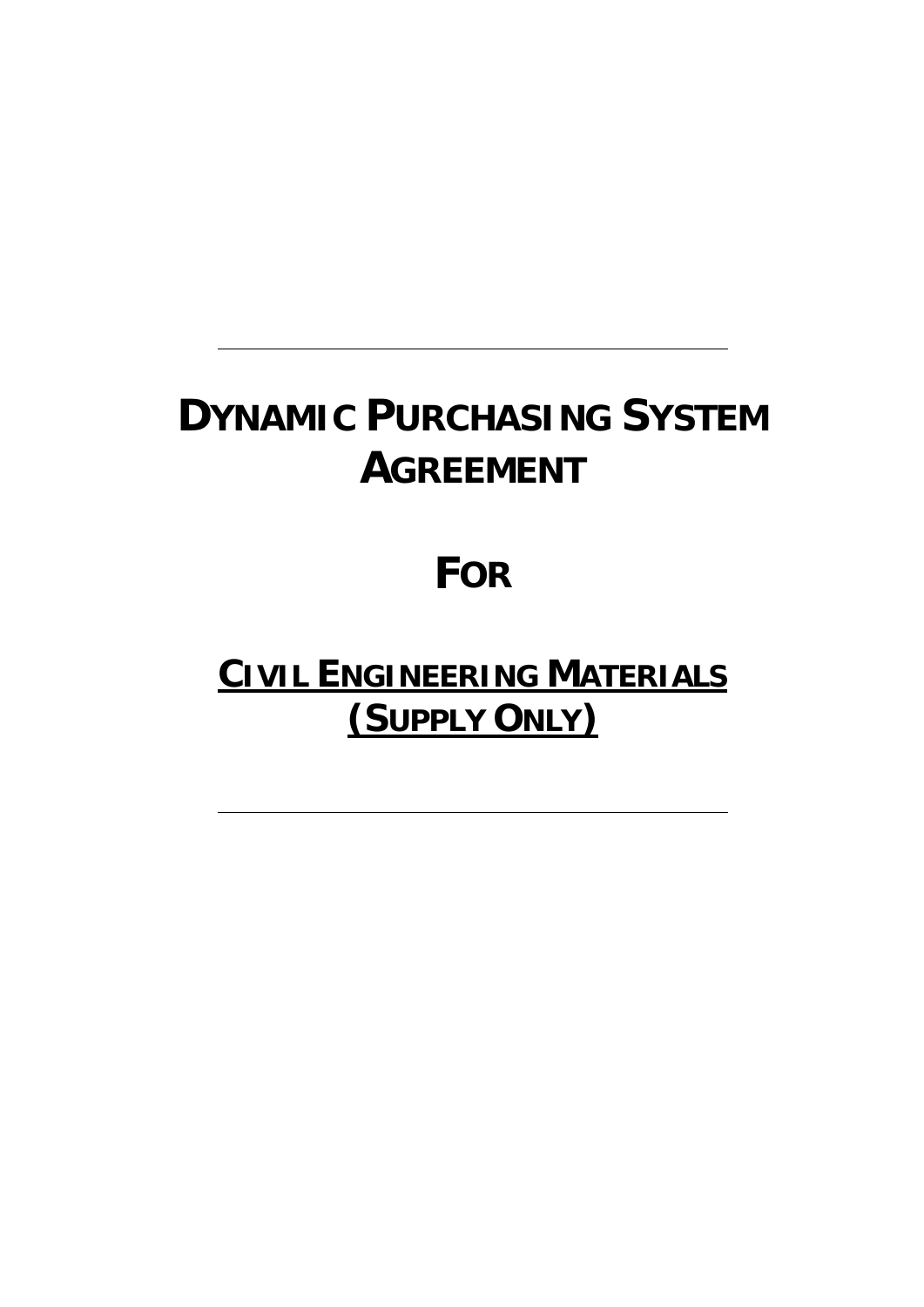---

# DYNAMIC PURCHASING SYSTEM AGREEMENT

# FOR

# CIVIL ENGINEERING MATERIALS (SUPPLY ONLY)

---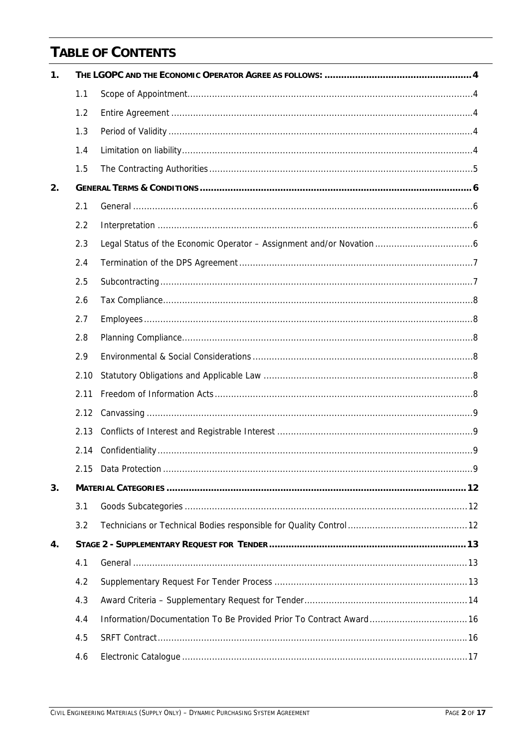# TABLE OF CONTENTS

| | | | |
|---|---|---|---|
| **1.** | **THE LGOPC AND THE ECONOMIC OPERATOR AGREE AS FOLLOWS:** | | **4** |
| | 1.1 | Scope of Appointment | 4 |
| | 1.2 | Entire Agreement | 4 |
| | 1.3 | Period of Validity | 4 |
| | 1.4 | Limitation on liability | 4 |
| | 1.5 | The Contracting Authorities | 5 |
| **2.** | **GENERAL TERMS & CONDITIONS** | | **6** |
| | 2.1 | General | 6 |
| | 2.2 | Interpretation | 6 |
| | 2.3 | Legal Status of the Economic Operator – Assignment and/or Novation | 6 |
| | 2.4 | Termination of the DPS Agreement | 7 |
| | 2.5 | Subcontracting | 7 |
| | 2.6 | Tax Compliance | 8 |
| | 2.7 | Employees | 8 |
| | 2.8 | Planning Compliance | 8 |
| | 2.9 | Environmental & Social Considerations | 8 |
| | 2.10 | Statutory Obligations and Applicable Law | 8 |
| | 2.11 | Freedom of Information Acts | 8 |
| | 2.12 | Canvassing | 9 |
| | 2.13 | Conflicts of Interest and Registrable Interest | 9 |
| | 2.14 | Confidentiality | 9 |
| | 2.15 | Data Protection | 9 |
| **3.** | **MATERIAL CATEGORIES** | | **12** |
| | 3.1 | Goods Subcategories | 12 |
| | 3.2 | Technicians or Technical Bodies responsible for Quality Control | 12 |
| **4.** | **STAGE 2 - SUPPLEMENTARY REQUEST FOR TENDER** | | **13** |
| | 4.1 | General | 13 |
| | 4.2 | Supplementary Request For Tender Process | 13 |
| | 4.3 | Award Criteria – Supplementary Request for Tender | 14 |
| | 4.4 | Information/Documentation To Be Provided Prior To Contract Award | 16 |
| | 4.5 | SRFT Contract | 16 |
| | 4.6 | Electronic Catalogue | 17 |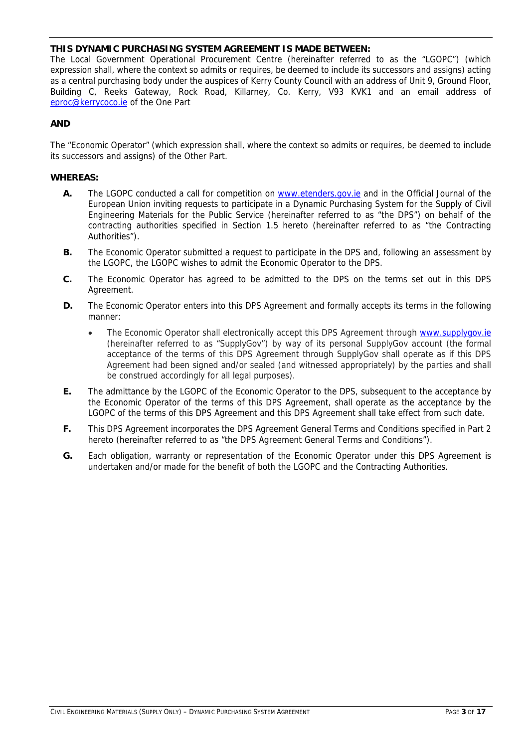**THIS DYNAMIC PURCHASING SYSTEM AGREEMENT IS MADE BETWEEN:**

The Local Government Operational Procurement Centre (hereinafter referred to as the "LGOPC") (which expression shall, where the context so admits or requires, be deemed to include its successors and assigns) acting as a central purchasing body under the auspices of Kerry County Council with an address of Unit 9, Ground Floor, Building C, Reeks Gateway, Rock Road, Killarney, Co. Kerry, V93 KVK1 and an email address of eproc@kerrycoco.ie of the One Part

**AND**

The "Economic Operator" (which expression shall, where the context so admits or requires, be deemed to include its successors and assigns) of the Other Part.

**WHEREAS:**

- **A.** The LGOPC conducted a call for competition on www.etenders.gov.ie and in the Official Journal of the European Union inviting requests to participate in a Dynamic Purchasing System for the Supply of Civil Engineering Materials for the Public Service (hereinafter referred to as "the DPS") on behalf of the contracting authorities specified in Section 1.5 hereto (hereinafter referred to as "the Contracting Authorities").
- **B.** The Economic Operator submitted a request to participate in the DPS and, following an assessment by the LGOPC, the LGOPC wishes to admit the Economic Operator to the DPS.
- **C.** The Economic Operator has agreed to be admitted to the DPS on the terms set out in this DPS Agreement.
- **D.** The Economic Operator enters into this DPS Agreement and formally accepts its terms in the following manner:
  - The Economic Operator shall electronically accept this DPS Agreement through www.supplygov.ie (hereinafter referred to as "SupplyGov") by way of its personal SupplyGov account (the formal acceptance of the terms of this DPS Agreement through SupplyGov shall operate as if this DPS Agreement had been signed and/or sealed (and witnessed appropriately) by the parties and shall be construed accordingly for all legal purposes).
- **E.** The admittance by the LGOPC of the Economic Operator to the DPS, subsequent to the acceptance by the Economic Operator of the terms of this DPS Agreement, shall operate as the acceptance by the LGOPC of the terms of this DPS Agreement and this DPS Agreement shall take effect from such date.
- **F.** This DPS Agreement incorporates the DPS Agreement General Terms and Conditions specified in Part 2 hereto (hereinafter referred to as "the DPS Agreement General Terms and Conditions").
- **G.** Each obligation, warranty or representation of the Economic Operator under this DPS Agreement is undertaken and/or made for the benefit of both the LGOPC and the Contracting Authorities.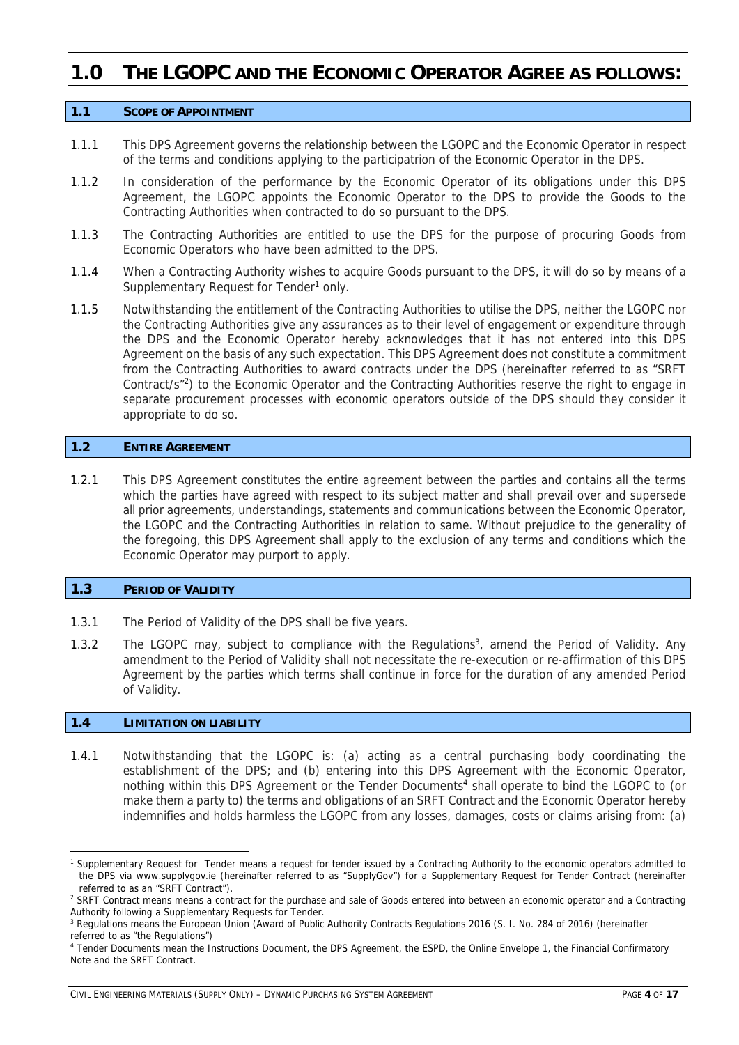# 1.0 THE LGOPC AND THE ECONOMIC OPERATOR AGREE AS FOLLOWS:

## 1.1 SCOPE OF APPOINTMENT

1.1.1 This DPS Agreement governs the relationship between the LGOPC and the Economic Operator in respect of the terms and conditions applying to the participatrion of the Economic Operator in the DPS.

1.1.2 In consideration of the performance by the Economic Operator of its obligations under this DPS Agreement, the LGOPC appoints the Economic Operator to the DPS to provide the Goods to the Contracting Authorities when contracted to do so pursuant to the DPS.

1.1.3 The Contracting Authorities are entitled to use the DPS for the purpose of procuring Goods from Economic Operators who have been admitted to the DPS.

1.1.4 When a Contracting Authority wishes to acquire Goods pursuant to the DPS, it will do so by means of a Supplementary Request for Tender[1] only.

1.1.5 Notwithstanding the entitlement of the Contracting Authorities to utilise the DPS, neither the LGOPC nor the Contracting Authorities give any assurances as to their level of engagement or expenditure through the DPS and the Economic Operator hereby acknowledges that it has not entered into this DPS Agreement on the basis of any such expectation. This DPS Agreement does not constitute a commitment from the Contracting Authorities to award contracts under the DPS (hereinafter referred to as "SRFT Contract/s"[2]) to the Economic Operator and the Contracting Authorities reserve the right to engage in separate procurement processes with economic operators outside of the DPS should they consider it appropriate to do so.

## 1.2 ENTIRE AGREEMENT

1.2.1 This DPS Agreement constitutes the entire agreement between the parties and contains all the terms which the parties have agreed with respect to its subject matter and shall prevail over and supersede all prior agreements, understandings, statements and communications between the Economic Operator, the LGOPC and the Contracting Authorities in relation to same. Without prejudice to the generality of the foregoing, this DPS Agreement shall apply to the exclusion of any terms and conditions which the Economic Operator may purport to apply.

## 1.3 PERIOD OF VALIDITY

1.3.1 The Period of Validity of the DPS shall be five years.

1.3.2 The LGOPC may, subject to compliance with the Regulations[3], amend the Period of Validity. Any amendment to the Period of Validity shall not necessitate the re-execution or re-affirmation of this DPS Agreement by the parties which terms shall continue in force for the duration of any amended Period of Validity.

## 1.4 LIMITATION ON LIABILITY

1.4.1 Notwithstanding that the LGOPC is: (a) acting as a central purchasing body coordinating the establishment of the DPS; and (b) entering into this DPS Agreement with the Economic Operator, nothing within this DPS Agreement or the Tender Documents[4] shall operate to bind the LGOPC to (or make them a party to) the terms and obligations of an SRFT Contract and the Economic Operator hereby indemnifies and holds harmless the LGOPC from any losses, damages, costs or claims arising from: (a)

---

[1] Supplementary Request for Tender means a request for tender issued by a Contracting Authority to the economic operators admitted to the DPS via www.supplygov.ie (hereinafter referred to as "SupplyGov") for a Supplementary Request for Tender Contract (hereinafter referred to as an "SRFT Contract").

[2] SRFT Contract means means a contract for the purchase and sale of Goods entered into between an economic operator and a Contracting Authority following a Supplementary Requests for Tender.

[3] Regulations means the European Union (Award of Public Authority Contracts Regulations 2016 (S. I. No. 284 of 2016) (hereinafter referred to as "the Regulations")

[4] Tender Documents mean the Instructions Document, the DPS Agreement, the ESPD, the Online Envelope 1, the Financial Confirmatory Note and the SRFT Contract.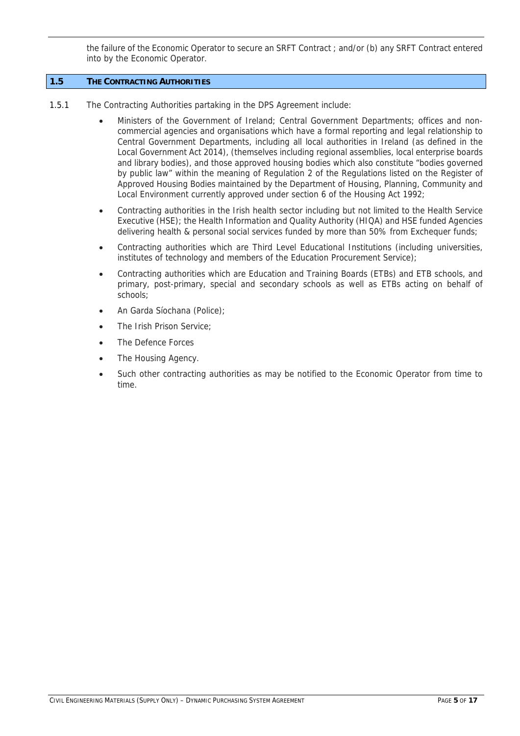the failure of the Economic Operator to secure an SRFT Contract ; and/or (b) any SRFT Contract entered into by the Economic Operator.

## 1.5 THE CONTRACTING AUTHORITIES

1.5.1 The Contracting Authorities partaking in the DPS Agreement include:

- Ministers of the Government of Ireland; Central Government Departments; offices and non-commercial agencies and organisations which have a formal reporting and legal relationship to Central Government Departments, including all local authorities in Ireland (as defined in the Local Government Act 2014), (themselves including regional assemblies, local enterprise boards and library bodies), and those approved housing bodies which also constitute "bodies governed by public law" within the meaning of Regulation 2 of the Regulations listed on the Register of Approved Housing Bodies maintained by the Department of Housing, Planning, Community and Local Environment currently approved under section 6 of the Housing Act 1992;
- Contracting authorities in the Irish health sector including but not limited to the Health Service Executive (HSE); the Health Information and Quality Authority (HIQA) and HSE funded Agencies delivering health & personal social services funded by more than 50% from Exchequer funds;
- Contracting authorities which are Third Level Educational Institutions (including universities, institutes of technology and members of the Education Procurement Service);
- Contracting authorities which are Education and Training Boards (ETBs) and ETB schools, and primary, post-primary, special and secondary schools as well as ETBs acting on behalf of schools;
- An Garda Síochana (Police);
- The Irish Prison Service;
- The Defence Forces
- The Housing Agency.
- Such other contracting authorities as may be notified to the Economic Operator from time to time.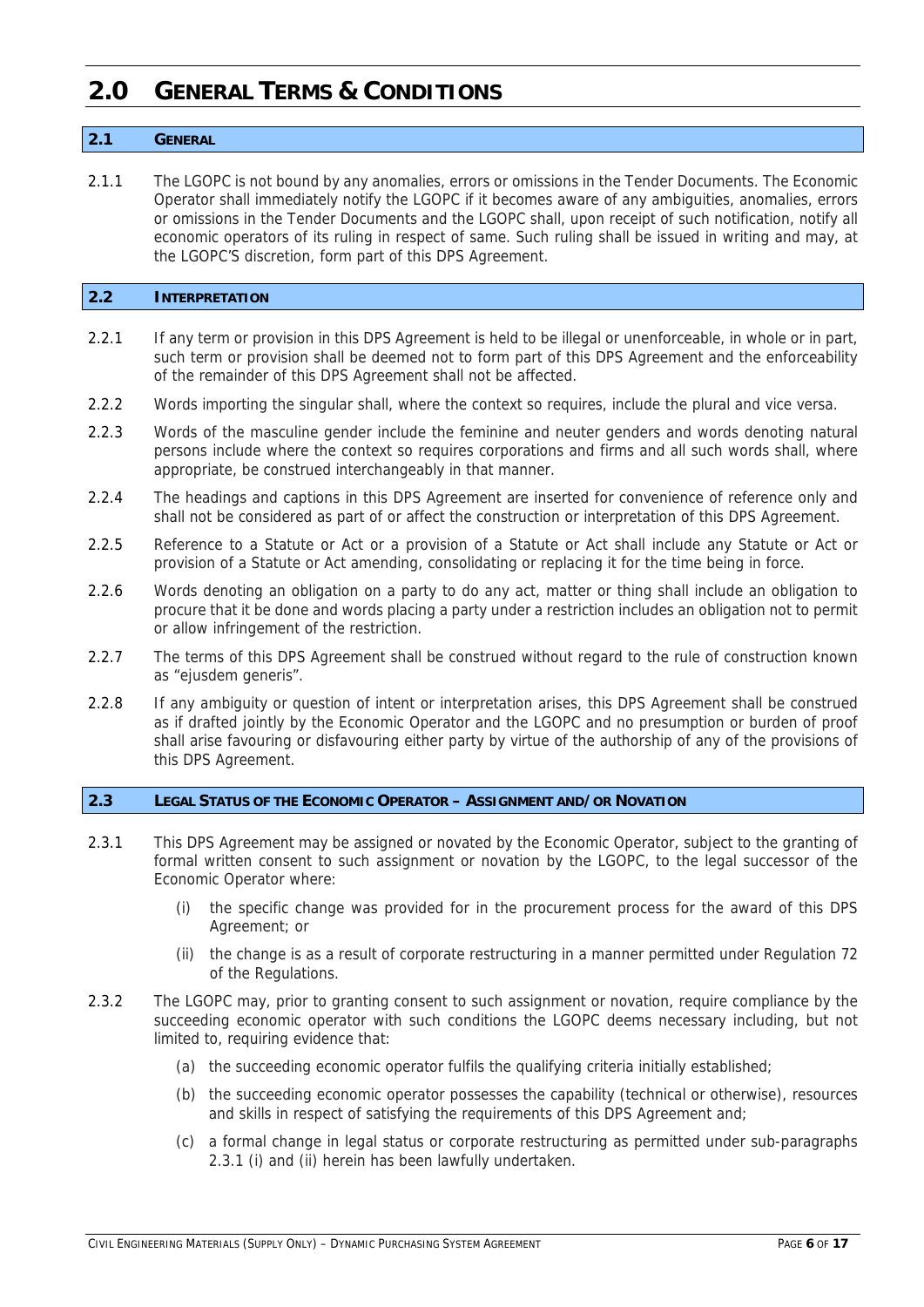# 2.0 GENERAL TERMS & CONDITIONS

## 2.1 GENERAL

2.1.1 The LGOPC is not bound by any anomalies, errors or omissions in the Tender Documents. The Economic Operator shall immediately notify the LGOPC if it becomes aware of any ambiguities, anomalies, errors or omissions in the Tender Documents and the LGOPC shall, upon receipt of such notification, notify all economic operators of its ruling in respect of same. Such ruling shall be issued in writing and may, at the LGOPC'S discretion, form part of this DPS Agreement.

## 2.2 INTERPRETATION

2.2.1 If any term or provision in this DPS Agreement is held to be illegal or unenforceable, in whole or in part, such term or provision shall be deemed not to form part of this DPS Agreement and the enforceability of the remainder of this DPS Agreement shall not be affected.

2.2.2 Words importing the singular shall, where the context so requires, include the plural and vice versa.

2.2.3 Words of the masculine gender include the feminine and neuter genders and words denoting natural persons include where the context so requires corporations and firms and all such words shall, where appropriate, be construed interchangeably in that manner.

2.2.4 The headings and captions in this DPS Agreement are inserted for convenience of reference only and shall not be considered as part of or affect the construction or interpretation of this DPS Agreement.

2.2.5 Reference to a Statute or Act or a provision of a Statute or Act shall include any Statute or Act or provision of a Statute or Act amending, consolidating or replacing it for the time being in force.

2.2.6 Words denoting an obligation on a party to do any act, matter or thing shall include an obligation to procure that it be done and words placing a party under a restriction includes an obligation not to permit or allow infringement of the restriction.

2.2.7 The terms of this DPS Agreement shall be construed without regard to the rule of construction known as "ejusdem generis".

2.2.8 If any ambiguity or question of intent or interpretation arises, this DPS Agreement shall be construed as if drafted jointly by the Economic Operator and the LGOPC and no presumption or burden of proof shall arise favouring or disfavouring either party by virtue of the authorship of any of the provisions of this DPS Agreement.

## 2.3 LEGAL STATUS OF THE ECONOMIC OPERATOR – ASSIGNMENT AND/OR NOVATION

2.3.1 This DPS Agreement may be assigned or novated by the Economic Operator, subject to the granting of formal written consent to such assignment or novation by the LGOPC, to the legal successor of the Economic Operator where:

(i) the specific change was provided for in the procurement process for the award of this DPS Agreement; or

(ii) the change is as a result of corporate restructuring in a manner permitted under Regulation 72 of the Regulations.

2.3.2 The LGOPC may, prior to granting consent to such assignment or novation, require compliance by the succeeding economic operator with such conditions the LGOPC deems necessary including, but not limited to, requiring evidence that:

(a) the succeeding economic operator fulfils the qualifying criteria initially established;

(b) the succeeding economic operator possesses the capability (technical or otherwise), resources and skills in respect of satisfying the requirements of this DPS Agreement and;

(c) a formal change in legal status or corporate restructuring as permitted under sub-paragraphs 2.3.1 (i) and (ii) herein has been lawfully undertaken.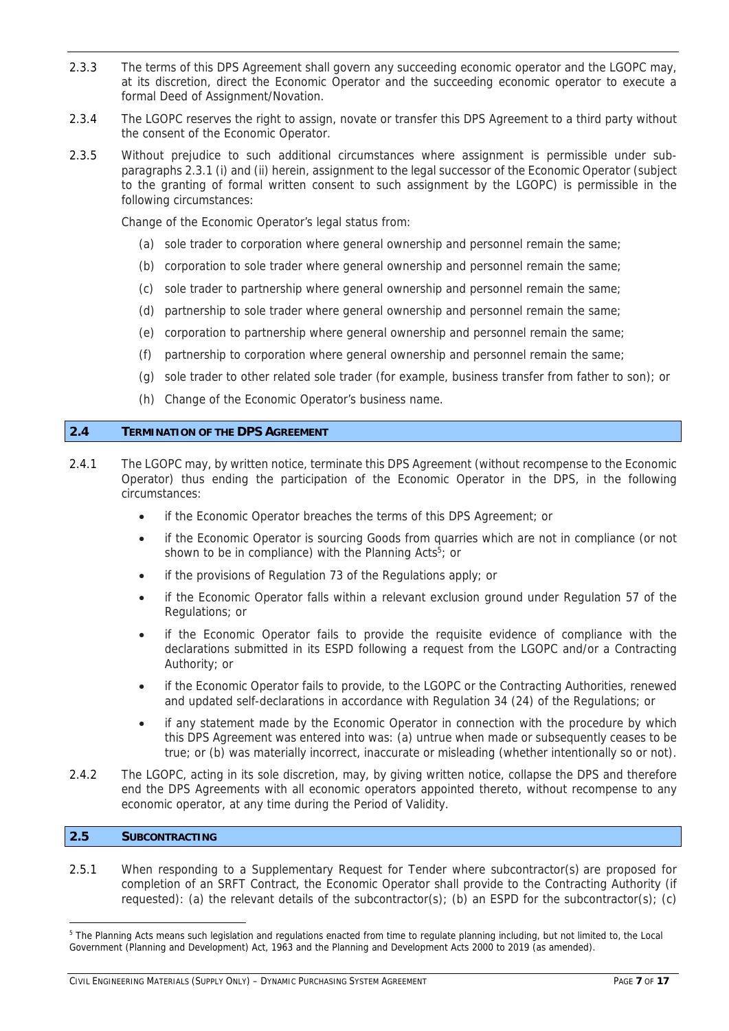2.3.3 The terms of this DPS Agreement shall govern any succeeding economic operator and the LGOPC may, at its discretion, direct the Economic Operator and the succeeding economic operator to execute a formal Deed of Assignment/Novation.

2.3.4 The LGOPC reserves the right to assign, novate or transfer this DPS Agreement to a third party without the consent of the Economic Operator.

2.3.5 Without prejudice to such additional circumstances where assignment is permissible under sub-paragraphs 2.3.1 (i) and (ii) herein, assignment to the legal successor of the Economic Operator (subject to the granting of formal written consent to such assignment by the LGOPC) is permissible in the following circumstances:

Change of the Economic Operator's legal status from:

(a) sole trader to corporation where general ownership and personnel remain the same;

(b) corporation to sole trader where general ownership and personnel remain the same;

(c) sole trader to partnership where general ownership and personnel remain the same;

(d) partnership to sole trader where general ownership and personnel remain the same;

(e) corporation to partnership where general ownership and personnel remain the same;

(f) partnership to corporation where general ownership and personnel remain the same;

(g) sole trader to other related sole trader (for example, business transfer from father to son); or

(h) Change of the Economic Operator's business name.

## 2.4 TERMINATION OF THE DPS AGREEMENT

2.4.1 The LGOPC may, by written notice, terminate this DPS Agreement (without recompense to the Economic Operator) thus ending the participation of the Economic Operator in the DPS, in the following circumstances:

- if the Economic Operator breaches the terms of this DPS Agreement; or
- if the Economic Operator is sourcing Goods from quarries which are not in compliance (or not shown to be in compliance) with the Planning Acts[5]; or
- if the provisions of Regulation 73 of the Regulations apply; or
- if the Economic Operator falls within a relevant exclusion ground under Regulation 57 of the Regulations; or
- if the Economic Operator fails to provide the requisite evidence of compliance with the declarations submitted in its ESPD following a request from the LGOPC and/or a Contracting Authority; or
- if the Economic Operator fails to provide, to the LGOPC or the Contracting Authorities, renewed and updated self-declarations in accordance with Regulation 34 (24) of the Regulations; or
- if any statement made by the Economic Operator in connection with the procedure by which this DPS Agreement was entered into was: (a) untrue when made or subsequently ceases to be true; or (b) was materially incorrect, inaccurate or misleading (whether intentionally so or not).

2.4.2 The LGOPC, acting in its sole discretion, may, by giving written notice, collapse the DPS and therefore end the DPS Agreements with all economic operators appointed thereto, without recompense to any economic operator, at any time during the Period of Validity.

## 2.5 SUBCONTRACTING

2.5.1 When responding to a Supplementary Request for Tender where subcontractor(s) are proposed for completion of an SRFT Contract, the Economic Operator shall provide to the Contracting Authority (if requested): (a) the relevant details of the subcontractor(s); (b) an ESPD for the subcontractor(s); (c)

---

[5] The Planning Acts means such legislation and regulations enacted from time to regulate planning including, but not limited to, the Local Government (Planning and Development) Act, 1963 and the Planning and Development Acts 2000 to 2019 (as amended).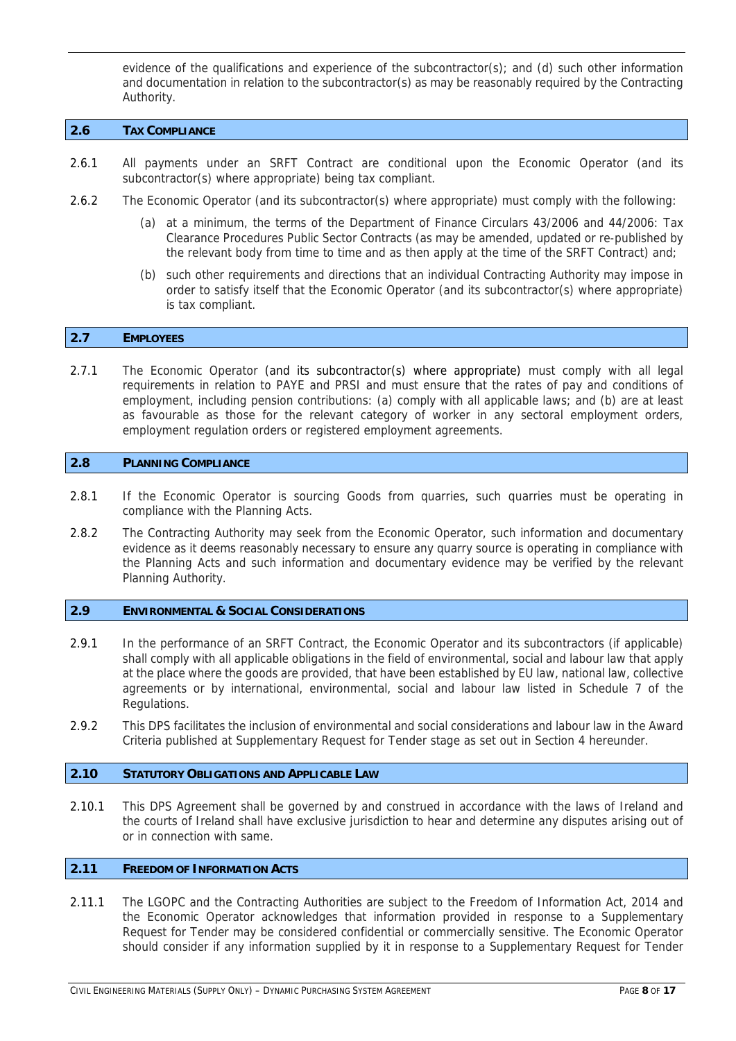evidence of the qualifications and experience of the subcontractor(s); and (d) such other information and documentation in relation to the subcontractor(s) as may be reasonably required by the Contracting Authority.

## 2.6 TAX COMPLIANCE

2.6.1 All payments under an SRFT Contract are conditional upon the Economic Operator (and its subcontractor(s) where appropriate) being tax compliant.

2.6.2 The Economic Operator (and its subcontractor(s) where appropriate) must comply with the following:

(a) at a minimum, the terms of the Department of Finance Circulars 43/2006 and 44/2006: Tax Clearance Procedures Public Sector Contracts (as may be amended, updated or re-published by the relevant body from time to time and as then apply at the time of the SRFT Contract) and;

(b) such other requirements and directions that an individual Contracting Authority may impose in order to satisfy itself that the Economic Operator (and its subcontractor(s) where appropriate) is tax compliant.

## 2.7 EMPLOYEES

2.7.1 The Economic Operator (and its subcontractor(s) where appropriate) must comply with all legal requirements in relation to PAYE and PRSI and must ensure that the rates of pay and conditions of employment, including pension contributions: (a) comply with all applicable laws; and (b) are at least as favourable as those for the relevant category of worker in any sectoral employment orders, employment regulation orders or registered employment agreements.

## 2.8 PLANNING COMPLIANCE

2.8.1 If the Economic Operator is sourcing Goods from quarries, such quarries must be operating in compliance with the Planning Acts.

2.8.2 The Contracting Authority may seek from the Economic Operator, such information and documentary evidence as it deems reasonably necessary to ensure any quarry source is operating in compliance with the Planning Acts and such information and documentary evidence may be verified by the relevant Planning Authority.

## 2.9 ENVIRONMENTAL & SOCIAL CONSIDERATIONS

2.9.1 In the performance of an SRFT Contract, the Economic Operator and its subcontractors (if applicable) shall comply with all applicable obligations in the field of environmental, social and labour law that apply at the place where the goods are provided, that have been established by EU law, national law, collective agreements or by international, environmental, social and labour law listed in Schedule 7 of the Regulations.

2.9.2 This DPS facilitates the inclusion of environmental and social considerations and labour law in the Award Criteria published at Supplementary Request for Tender stage as set out in Section 4 hereunder.

## 2.10 STATUTORY OBLIGATIONS AND APPLICABLE LAW

2.10.1 This DPS Agreement shall be governed by and construed in accordance with the laws of Ireland and the courts of Ireland shall have exclusive jurisdiction to hear and determine any disputes arising out of or in connection with same.

## 2.11 FREEDOM OF INFORMATION ACTS

2.11.1 The LGOPC and the Contracting Authorities are subject to the Freedom of Information Act, 2014 and the Economic Operator acknowledges that information provided in response to a Supplementary Request for Tender may be considered confidential or commercially sensitive. The Economic Operator should consider if any information supplied by it in response to a Supplementary Request for Tender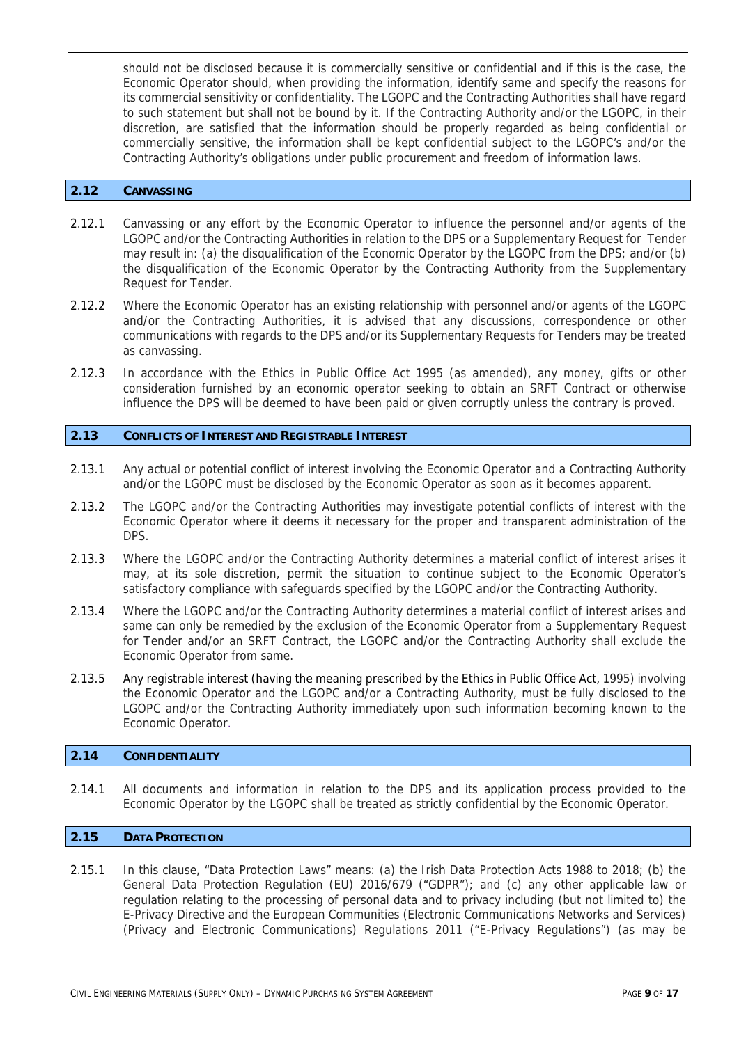should not be disclosed because it is commercially sensitive or confidential and if this is the case, the Economic Operator should, when providing the information, identify same and specify the reasons for its commercial sensitivity or confidentiality. The LGOPC and the Contracting Authorities shall have regard to such statement but shall not be bound by it. If the Contracting Authority and/or the LGOPC, in their discretion, are satisfied that the information should be properly regarded as being confidential or commercially sensitive, the information shall be kept confidential subject to the LGOPC's and/or the Contracting Authority's obligations under public procurement and freedom of information laws.

## 2.12 CANVASSING

2.12.1 Canvassing or any effort by the Economic Operator to influence the personnel and/or agents of the LGOPC and/or the Contracting Authorities in relation to the DPS or a Supplementary Request for Tender may result in: (a) the disqualification of the Economic Operator by the LGOPC from the DPS; and/or (b) the disqualification of the Economic Operator by the Contracting Authority from the Supplementary Request for Tender.

2.12.2 Where the Economic Operator has an existing relationship with personnel and/or agents of the LGOPC and/or the Contracting Authorities, it is advised that any discussions, correspondence or other communications with regards to the DPS and/or its Supplementary Requests for Tenders may be treated as canvassing.

2.12.3 In accordance with the Ethics in Public Office Act 1995 (as amended), any money, gifts or other consideration furnished by an economic operator seeking to obtain an SRFT Contract or otherwise influence the DPS will be deemed to have been paid or given corruptly unless the contrary is proved.

## 2.13 CONFLICTS OF INTEREST AND REGISTRABLE INTEREST

2.13.1 Any actual or potential conflict of interest involving the Economic Operator and a Contracting Authority and/or the LGOPC must be disclosed by the Economic Operator as soon as it becomes apparent.

2.13.2 The LGOPC and/or the Contracting Authorities may investigate potential conflicts of interest with the Economic Operator where it deems it necessary for the proper and transparent administration of the DPS.

2.13.3 Where the LGOPC and/or the Contracting Authority determines a material conflict of interest arises it may, at its sole discretion, permit the situation to continue subject to the Economic Operator's satisfactory compliance with safeguards specified by the LGOPC and/or the Contracting Authority.

2.13.4 Where the LGOPC and/or the Contracting Authority determines a material conflict of interest arises and same can only be remedied by the exclusion of the Economic Operator from a Supplementary Request for Tender and/or an SRFT Contract, the LGOPC and/or the Contracting Authority shall exclude the Economic Operator from same.

2.13.5 Any registrable interest (having the meaning prescribed by the Ethics in Public Office Act, 1995) involving the Economic Operator and the LGOPC and/or a Contracting Authority, must be fully disclosed to the LGOPC and/or the Contracting Authority immediately upon such information becoming known to the Economic Operator.

## 2.14 CONFIDENTIALITY

2.14.1 All documents and information in relation to the DPS and its application process provided to the Economic Operator by the LGOPC shall be treated as strictly confidential by the Economic Operator.

## 2.15 DATA PROTECTION

2.15.1 In this clause, "Data Protection Laws" means: (a) the Irish Data Protection Acts 1988 to 2018; (b) the General Data Protection Regulation (EU) 2016/679 ("GDPR"); and (c) any other applicable law or regulation relating to the processing of personal data and to privacy including (but not limited to) the E-Privacy Directive and the European Communities (Electronic Communications Networks and Services) (Privacy and Electronic Communications) Regulations 2011 ("E-Privacy Regulations") (as may be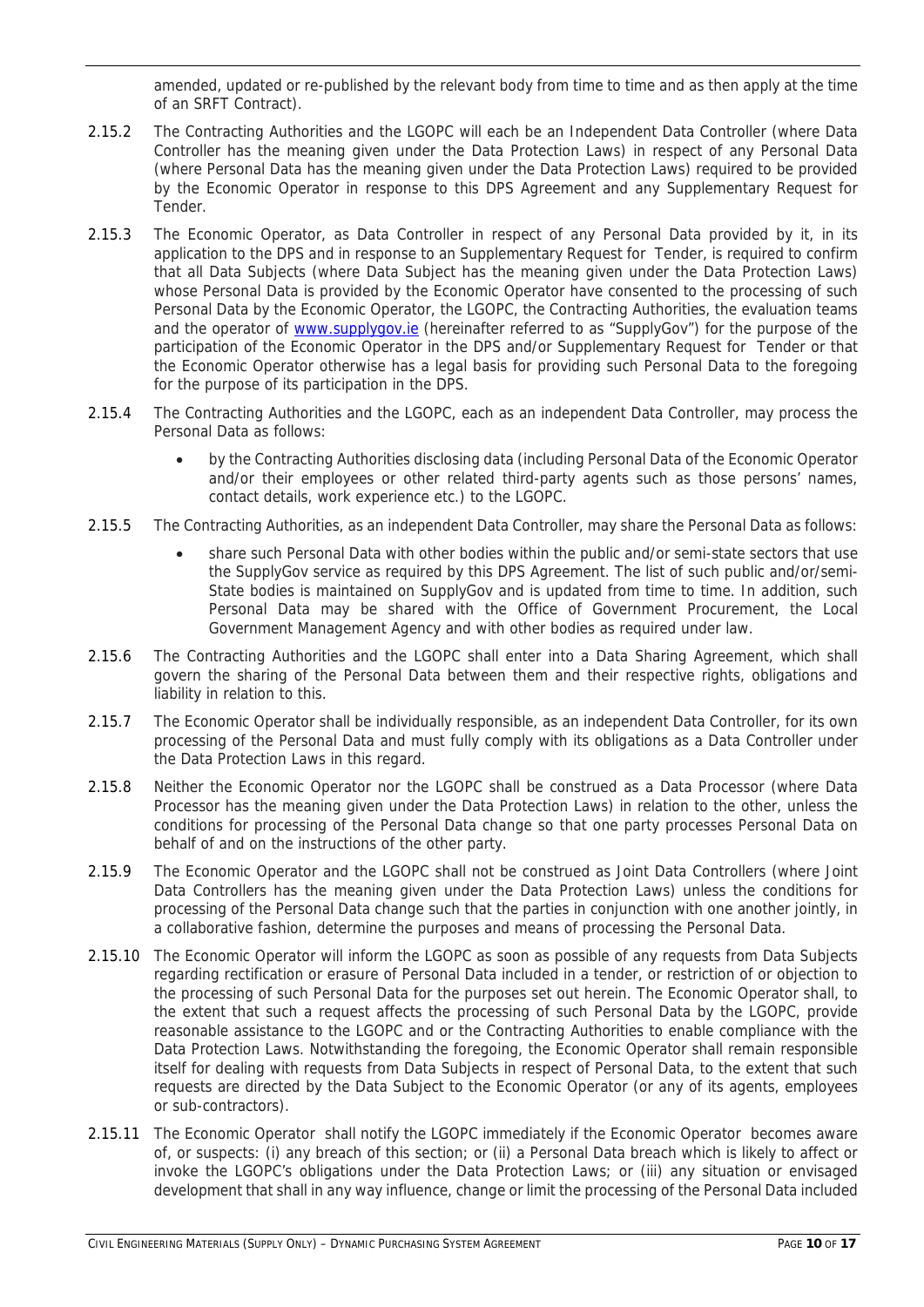amended, updated or re-published by the relevant body from time to time and as then apply at the time of an SRFT Contract).

2.15.2 The Contracting Authorities and the LGOPC will each be an Independent Data Controller (where Data Controller has the meaning given under the Data Protection Laws) in respect of any Personal Data (where Personal Data has the meaning given under the Data Protection Laws) required to be provided by the Economic Operator in response to this DPS Agreement and any Supplementary Request for Tender.

2.15.3 The Economic Operator, as Data Controller in respect of any Personal Data provided by it, in its application to the DPS and in response to an Supplementary Request for Tender, is required to confirm that all Data Subjects (where Data Subject has the meaning given under the Data Protection Laws) whose Personal Data is provided by the Economic Operator have consented to the processing of such Personal Data by the Economic Operator, the LGOPC, the Contracting Authorities, the evaluation teams and the operator of www.supplygov.ie (hereinafter referred to as "SupplyGov") for the purpose of the participation of the Economic Operator in the DPS and/or Supplementary Request for Tender or that the Economic Operator otherwise has a legal basis for providing such Personal Data to the foregoing for the purpose of its participation in the DPS.

2.15.4 The Contracting Authorities and the LGOPC, each as an independent Data Controller, may process the Personal Data as follows:

- by the Contracting Authorities disclosing data (including Personal Data of the Economic Operator and/or their employees or other related third-party agents such as those persons' names, contact details, work experience etc.) to the LGOPC.

2.15.5 The Contracting Authorities, as an independent Data Controller, may share the Personal Data as follows:

- share such Personal Data with other bodies within the public and/or semi-state sectors that use the SupplyGov service as required by this DPS Agreement. The list of such public and/or/semi-State bodies is maintained on SupplyGov and is updated from time to time. In addition, such Personal Data may be shared with the Office of Government Procurement, the Local Government Management Agency and with other bodies as required under law.

2.15.6 The Contracting Authorities and the LGOPC shall enter into a Data Sharing Agreement, which shall govern the sharing of the Personal Data between them and their respective rights, obligations and liability in relation to this.

2.15.7 The Economic Operator shall be individually responsible, as an independent Data Controller, for its own processing of the Personal Data and must fully comply with its obligations as a Data Controller under the Data Protection Laws in this regard.

2.15.8 Neither the Economic Operator nor the LGOPC shall be construed as a Data Processor (where Data Processor has the meaning given under the Data Protection Laws) in relation to the other, unless the conditions for processing of the Personal Data change so that one party processes Personal Data on behalf of and on the instructions of the other party.

2.15.9 The Economic Operator and the LGOPC shall not be construed as Joint Data Controllers (where Joint Data Controllers has the meaning given under the Data Protection Laws) unless the conditions for processing of the Personal Data change such that the parties in conjunction with one another jointly, in a collaborative fashion, determine the purposes and means of processing the Personal Data.

2.15.10 The Economic Operator will inform the LGOPC as soon as possible of any requests from Data Subjects regarding rectification or erasure of Personal Data included in a tender, or restriction of or objection to the processing of such Personal Data for the purposes set out herein. The Economic Operator shall, to the extent that such a request affects the processing of such Personal Data by the LGOPC, provide reasonable assistance to the LGOPC and or the Contracting Authorities to enable compliance with the Data Protection Laws. Notwithstanding the foregoing, the Economic Operator shall remain responsible itself for dealing with requests from Data Subjects in respect of Personal Data, to the extent that such requests are directed by the Data Subject to the Economic Operator (or any of its agents, employees or sub-contractors).

2.15.11 The Economic Operator shall notify the LGOPC immediately if the Economic Operator becomes aware of, or suspects: (i) any breach of this section; or (ii) a Personal Data breach which is likely to affect or invoke the LGOPC's obligations under the Data Protection Laws; or (iii) any situation or envisaged development that shall in any way influence, change or limit the processing of the Personal Data included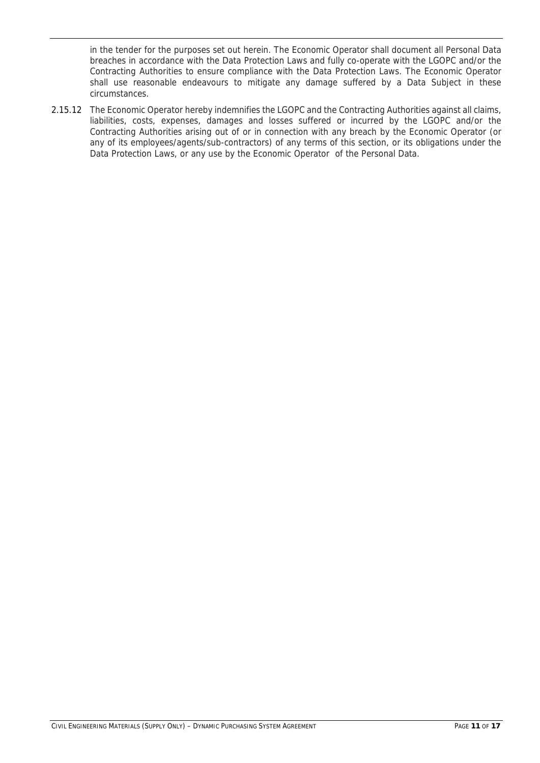in the tender for the purposes set out herein. The Economic Operator shall document all Personal Data breaches in accordance with the Data Protection Laws and fully co-operate with the LGOPC and/or the Contracting Authorities to ensure compliance with the Data Protection Laws. The Economic Operator shall use reasonable endeavours to mitigate any damage suffered by a Data Subject in these circumstances.

2.15.12 The Economic Operator hereby indemnifies the LGOPC and the Contracting Authorities against all claims, liabilities, costs, expenses, damages and losses suffered or incurred by the LGOPC and/or the Contracting Authorities arising out of or in connection with any breach by the Economic Operator (or any of its employees/agents/sub-contractors) of any terms of this section, or its obligations under the Data Protection Laws, or any use by the Economic Operator of the Personal Data.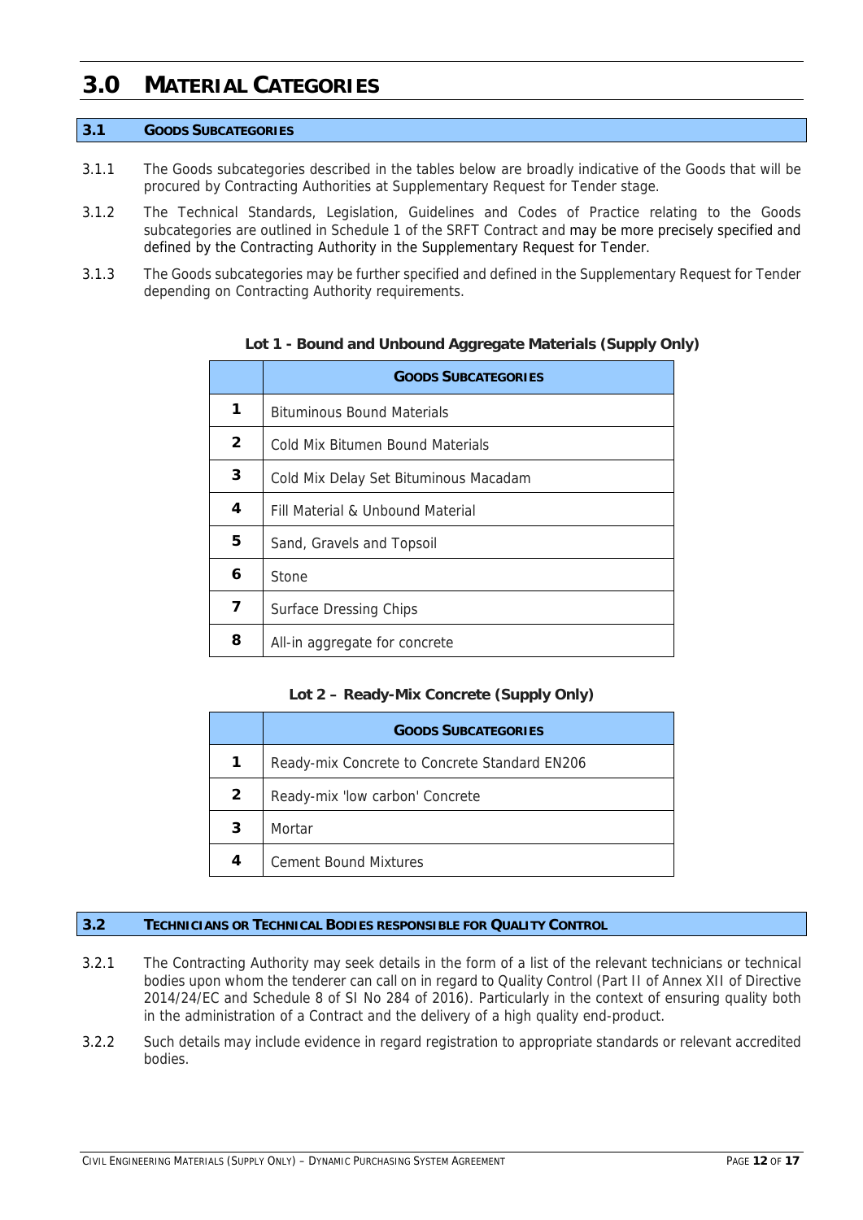# 3.0 MATERIAL CATEGORIES

## 3.1 GOODS SUBCATEGORIES

3.1.1 The Goods subcategories described in the tables below are broadly indicative of the Goods that will be procured by Contracting Authorities at Supplementary Request for Tender stage.

3.1.2 The Technical Standards, Legislation, Guidelines and Codes of Practice relating to the Goods subcategories are outlined in Schedule 1 of the SRFT Contract and may be more precisely specified and defined by the Contracting Authority in the Supplementary Request for Tender.

3.1.3 The Goods subcategories may be further specified and defined in the Supplementary Request for Tender depending on Contracting Authority requirements.

**Lot 1 - Bound and Unbound Aggregate Materials (Supply Only)**

| | GOODS SUBCATEGORIES |
|---|---|
| **1** | Bituminous Bound Materials |
| **2** | Cold Mix Bitumen Bound Materials |
| **3** | Cold Mix Delay Set Bituminous Macadam |
| **4** | Fill Material & Unbound Material |
| **5** | Sand, Gravels and Topsoil |
| **6** | Stone |
| **7** | Surface Dressing Chips |
| **8** | All-in aggregate for concrete |

**Lot 2 – Ready-Mix Concrete (Supply Only)**

| | GOODS SUBCATEGORIES |
|---|---|
| **1** | Ready-mix Concrete to Concrete Standard EN206 |
| **2** | Ready-mix 'low carbon' Concrete |
| **3** | Mortar |
| **4** | Cement Bound Mixtures |

## 3.2 TECHNICIANS OR TECHNICAL BODIES RESPONSIBLE FOR QUALITY CONTROL

3.2.1 The Contracting Authority may seek details in the form of a list of the relevant technicians or technical bodies upon whom the tenderer can call on in regard to Quality Control (Part II of Annex XII of Directive 2014/24/EC and Schedule 8 of SI No 284 of 2016). Particularly in the context of ensuring quality both in the administration of a Contract and the delivery of a high quality end-product.

3.2.2 Such details may include evidence in regard registration to appropriate standards or relevant accredited bodies.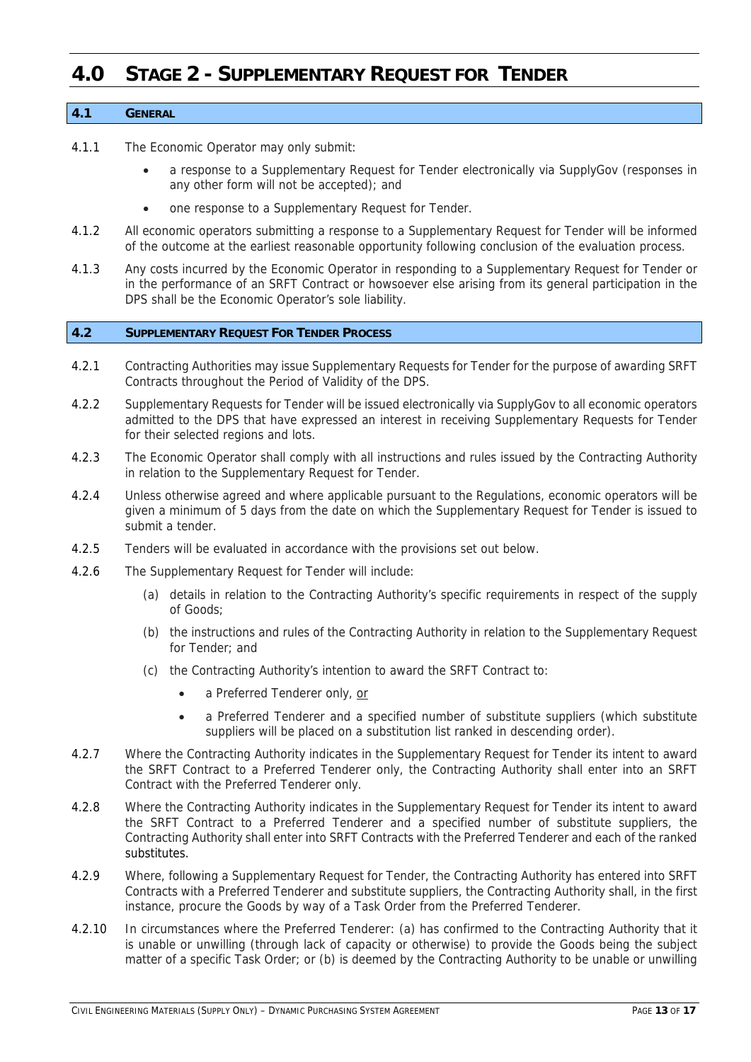# 4.0 STAGE 2 - SUPPLEMENTARY REQUEST FOR TENDER

## 4.1 GENERAL

4.1.1 The Economic Operator may only submit:

- a response to a Supplementary Request for Tender electronically via SupplyGov (responses in any other form will not be accepted); and
- one response to a Supplementary Request for Tender.

4.1.2 All economic operators submitting a response to a Supplementary Request for Tender will be informed of the outcome at the earliest reasonable opportunity following conclusion of the evaluation process.

4.1.3 Any costs incurred by the Economic Operator in responding to a Supplementary Request for Tender or in the performance of an SRFT Contract or howsoever else arising from its general participation in the DPS shall be the Economic Operator's sole liability.

## 4.2 SUPPLEMENTARY REQUEST FOR TENDER PROCESS

4.2.1 Contracting Authorities may issue Supplementary Requests for Tender for the purpose of awarding SRFT Contracts throughout the Period of Validity of the DPS.

4.2.2 Supplementary Requests for Tender will be issued electronically via SupplyGov to all economic operators admitted to the DPS that have expressed an interest in receiving Supplementary Requests for Tender for their selected regions and lots.

4.2.3 The Economic Operator shall comply with all instructions and rules issued by the Contracting Authority in relation to the Supplementary Request for Tender.

4.2.4 Unless otherwise agreed and where applicable pursuant to the Regulations, economic operators will be given a minimum of 5 days from the date on which the Supplementary Request for Tender is issued to submit a tender.

4.2.5 Tenders will be evaluated in accordance with the provisions set out below.

4.2.6 The Supplementary Request for Tender will include:

(a) details in relation to the Contracting Authority's specific requirements in respect of the supply of Goods;

(b) the instructions and rules of the Contracting Authority in relation to the Supplementary Request for Tender; and

(c) the Contracting Authority's intention to award the SRFT Contract to:

- a Preferred Tenderer only, <u>or</u>
- a Preferred Tenderer and a specified number of substitute suppliers (which substitute suppliers will be placed on a substitution list ranked in descending order).

4.2.7 Where the Contracting Authority indicates in the Supplementary Request for Tender its intent to award the SRFT Contract to a Preferred Tenderer only, the Contracting Authority shall enter into an SRFT Contract with the Preferred Tenderer only.

4.2.8 Where the Contracting Authority indicates in the Supplementary Request for Tender its intent to award the SRFT Contract to a Preferred Tenderer and a specified number of substitute suppliers, the Contracting Authority shall enter into SRFT Contracts with the Preferred Tenderer and each of the ranked substitutes.

4.2.9 Where, following a Supplementary Request for Tender, the Contracting Authority has entered into SRFT Contracts with a Preferred Tenderer and substitute suppliers, the Contracting Authority shall, in the first instance, procure the Goods by way of a Task Order from the Preferred Tenderer.

4.2.10 In circumstances where the Preferred Tenderer: (a) has confirmed to the Contracting Authority that it is unable or unwilling (through lack of capacity or otherwise) to provide the Goods being the subject matter of a specific Task Order; or (b) is deemed by the Contracting Authority to be unable or unwilling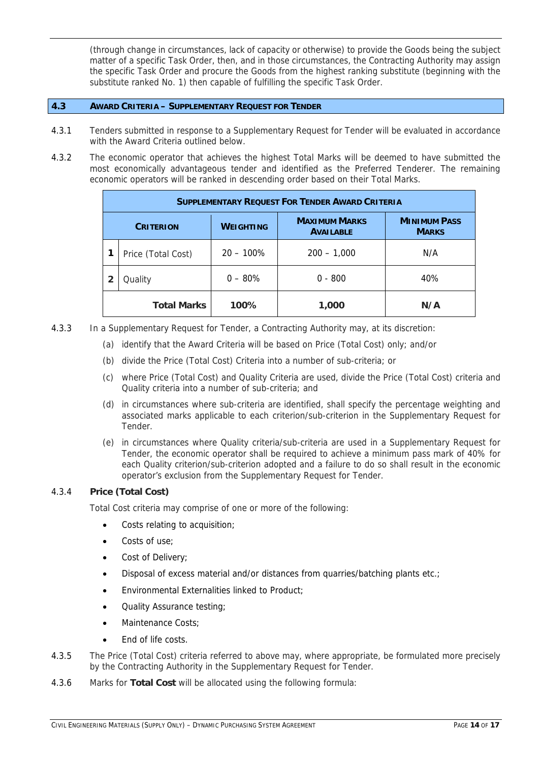(through change in circumstances, lack of capacity or otherwise) to provide the Goods being the subject matter of a specific Task Order, then, and in those circumstances, the Contracting Authority may assign the specific Task Order and procure the Goods from the highest ranking substitute (beginning with the substitute ranked No. 1) then capable of fulfilling the specific Task Order.

## 4.3 AWARD CRITERIA – SUPPLEMENTARY REQUEST FOR TENDER

4.3.1 Tenders submitted in response to a Supplementary Request for Tender will be evaluated in accordance with the Award Criteria outlined below.

4.3.2 The economic operator that achieves the highest Total Marks will be deemed to have submitted the most economically advantageous tender and identified as the Preferred Tenderer. The remaining economic operators will be ranked in descending order based on their Total Marks.

| SUPPLEMENTARY REQUEST FOR TENDER AWARD CRITERIA | | | | | |
|---|---|---|---|---|---|
| CRITERION | | WEIGHTING | MAXIMUM MARKS AVAILABLE | MINIMUM PASS MARKS |
| 1 | Price (Total Cost) | 20 – 100% | 200 – 1,000 | N/A |
| 2 | Quality | 0 – 80% | 0 - 800 | 40% |
| **Total Marks** | | **100%** | **1,000** | **N/A** |

4.3.3 In a Supplementary Request for Tender, a Contracting Authority may, at its discretion:

(a) identify that the Award Criteria will be based on Price (Total Cost) only; and/or

(b) divide the Price (Total Cost) Criteria into a number of sub-criteria; or

(c) where Price (Total Cost) and Quality Criteria are used, divide the Price (Total Cost) criteria and Quality criteria into a number of sub-criteria; and

(d) in circumstances where sub-criteria are identified, shall specify the percentage weighting and associated marks applicable to each criterion/sub-criterion in the Supplementary Request for Tender.

(e) in circumstances where Quality criteria/sub-criteria are used in a Supplementary Request for Tender, the economic operator shall be required to achieve a minimum pass mark of 40% for each Quality criterion/sub-criterion adopted and a failure to do so shall result in the economic operator's exclusion from the Supplementary Request for Tender.

4.3.4 **Price (Total Cost)**

Total Cost criteria may comprise of one or more of the following:

- Costs relating to acquisition;
- Costs of use;
- Cost of Delivery;
- Disposal of excess material and/or distances from quarries/batching plants etc.;
- Environmental Externalities linked to Product;
- Quality Assurance testing;
- Maintenance Costs;
- End of life costs.

4.3.5 The Price (Total Cost) criteria referred to above may, where appropriate, be formulated more precisely by the Contracting Authority in the Supplementary Request for Tender.

4.3.6 Marks for **Total Cost** will be allocated using the following formula: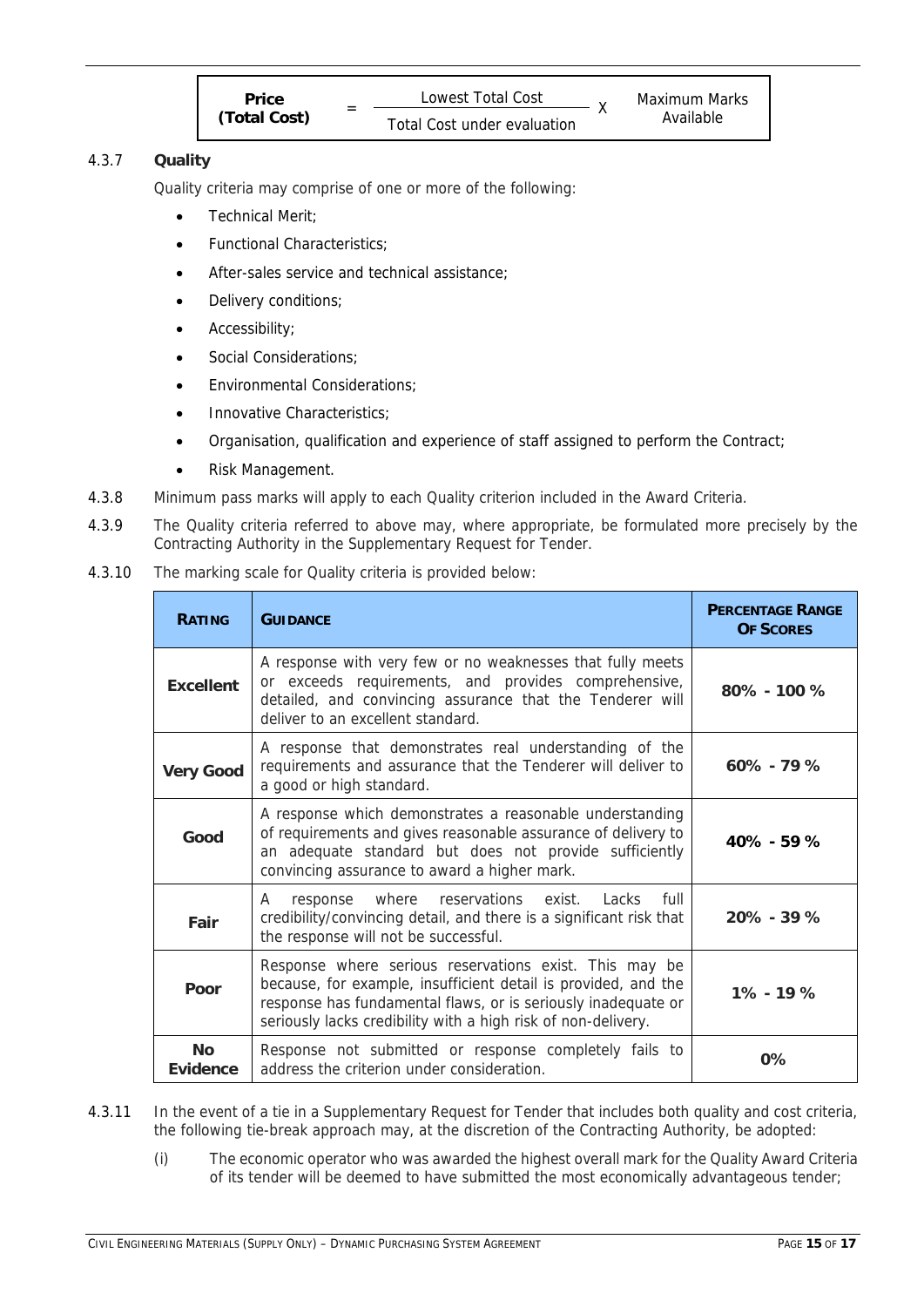$$\textbf{Price (Total Cost)} = \frac{\text{Lowest Total Cost}}{\text{Total Cost under evaluation}} \times \text{Maximum Marks Available}$$

4.3.7 **Quality**

Quality criteria may comprise of one or more of the following:

- Technical Merit;
- Functional Characteristics;
- After-sales service and technical assistance;
- Delivery conditions;
- Accessibility;
- Social Considerations;
- Environmental Considerations;
- Innovative Characteristics;
- Organisation, qualification and experience of staff assigned to perform the Contract;
- Risk Management.

4.3.8 Minimum pass marks will apply to each Quality criterion included in the Award Criteria.

4.3.9 The Quality criteria referred to above may, where appropriate, be formulated more precisely by the Contracting Authority in the Supplementary Request for Tender.

4.3.10 The marking scale for Quality criteria is provided below:

| RATING | GUIDANCE | PERCENTAGE RANGE OF SCORES |
|---|---|---|
| **Excellent** | A response with very few or no weaknesses that fully meets or exceeds requirements, and provides comprehensive, detailed, and convincing assurance that the Tenderer will deliver to an excellent standard. | **80% - 100 %** |
| **Very Good** | A response that demonstrates real understanding of the requirements and assurance that the Tenderer will deliver to a good or high standard. | **60% - 79 %** |
| **Good** | A response which demonstrates a reasonable understanding of requirements and gives reasonable assurance of delivery to an adequate standard but does not provide sufficiently convincing assurance to award a higher mark. | **40% - 59 %** |
| **Fair** | A response where reservations exist. Lacks full credibility/convincing detail, and there is a significant risk that the response will not be successful. | **20% - 39 %** |
| **Poor** | Response where serious reservations exist. This may be because, for example, insufficient detail is provided, and the response has fundamental flaws, or is seriously inadequate or seriously lacks credibility with a high risk of non-delivery. | **1% - 19 %** |
| **No Evidence** | Response not submitted or response completely fails to address the criterion under consideration. | **0%** |

4.3.11 In the event of a tie in a Supplementary Request for Tender that includes both quality and cost criteria, the following tie-break approach may, at the discretion of the Contracting Authority, be adopted:

(i) The economic operator who was awarded the highest overall mark for the Quality Award Criteria of its tender will be deemed to have submitted the most economically advantageous tender;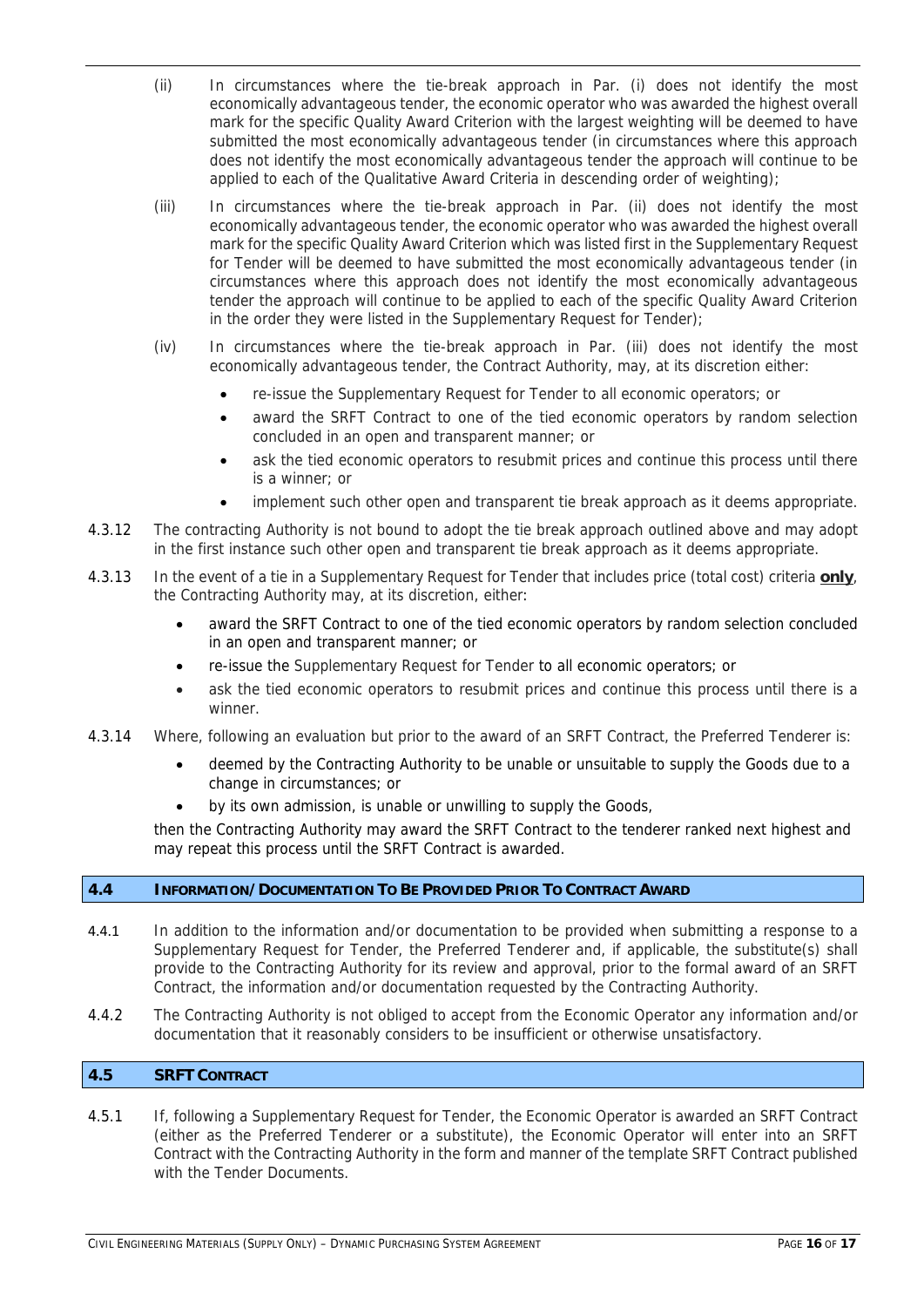(ii) In circumstances where the tie-break approach in Par. (i) does not identify the most economically advantageous tender, the economic operator who was awarded the highest overall mark for the specific Quality Award Criterion with the largest weighting will be deemed to have submitted the most economically advantageous tender (in circumstances where this approach does not identify the most economically advantageous tender the approach will continue to be applied to each of the Qualitative Award Criteria in descending order of weighting);

(iii) In circumstances where the tie-break approach in Par. (ii) does not identify the most economically advantageous tender, the economic operator who was awarded the highest overall mark for the specific Quality Award Criterion which was listed first in the Supplementary Request for Tender will be deemed to have submitted the most economically advantageous tender (in circumstances where this approach does not identify the most economically advantageous tender the approach will continue to be applied to each of the specific Quality Award Criterion in the order they were listed in the Supplementary Request for Tender);

(iv) In circumstances where the tie-break approach in Par. (iii) does not identify the most economically advantageous tender, the Contract Authority, may, at its discretion either:

- re-issue the Supplementary Request for Tender to all economic operators; or
- award the SRFT Contract to one of the tied economic operators by random selection concluded in an open and transparent manner; or
- ask the tied economic operators to resubmit prices and continue this process until there is a winner; or
- implement such other open and transparent tie break approach as it deems appropriate.

4.3.12 The contracting Authority is not bound to adopt the tie break approach outlined above and may adopt in the first instance such other open and transparent tie break approach as it deems appropriate.

4.3.13 In the event of a tie in a Supplementary Request for Tender that includes price (total cost) criteria **only**, the Contracting Authority may, at its discretion, either:

- award the SRFT Contract to one of the tied economic operators by random selection concluded in an open and transparent manner; or
- re-issue the Supplementary Request for Tender to all economic operators; or
- ask the tied economic operators to resubmit prices and continue this process until there is a winner.

4.3.14 Where, following an evaluation but prior to the award of an SRFT Contract, the Preferred Tenderer is:

- deemed by the Contracting Authority to be unable or unsuitable to supply the Goods due to a change in circumstances; or
- by its own admission, is unable or unwilling to supply the Goods,

then the Contracting Authority may award the SRFT Contract to the tenderer ranked next highest and may repeat this process until the SRFT Contract is awarded.

## 4.4 INFORMATION/DOCUMENTATION TO BE PROVIDED PRIOR TO CONTRACT AWARD

4.4.1 In addition to the information and/or documentation to be provided when submitting a response to a Supplementary Request for Tender, the Preferred Tenderer and, if applicable, the substitute(s) shall provide to the Contracting Authority for its review and approval, prior to the formal award of an SRFT Contract, the information and/or documentation requested by the Contracting Authority.

4.4.2 The Contracting Authority is not obliged to accept from the Economic Operator any information and/or documentation that it reasonably considers to be insufficient or otherwise unsatisfactory.

## 4.5 SRFT CONTRACT

4.5.1 If, following a Supplementary Request for Tender, the Economic Operator is awarded an SRFT Contract (either as the Preferred Tenderer or a substitute), the Economic Operator will enter into an SRFT Contract with the Contracting Authority in the form and manner of the template SRFT Contract published with the Tender Documents.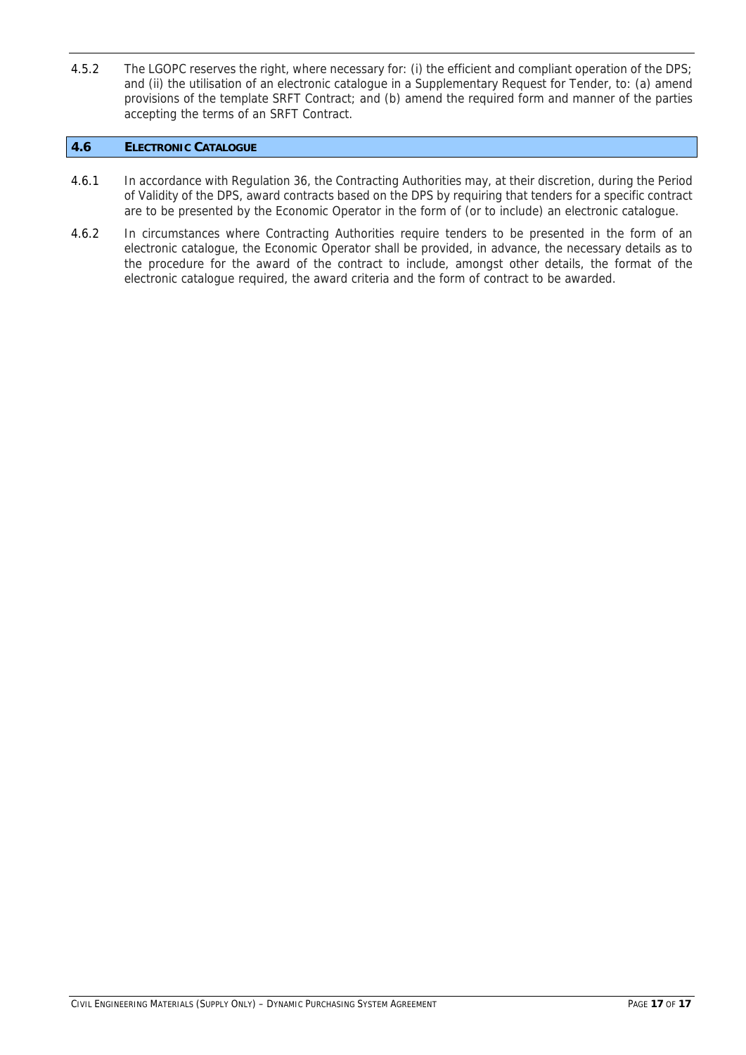4.5.2 The LGOPC reserves the right, where necessary for: (i) the efficient and compliant operation of the DPS; and (ii) the utilisation of an electronic catalogue in a Supplementary Request for Tender, to: (a) amend provisions of the template SRFT Contract; and (b) amend the required form and manner of the parties accepting the terms of an SRFT Contract.

## 4.6 ELECTRONIC CATALOGUE

4.6.1 In accordance with Regulation 36, the Contracting Authorities may, at their discretion, during the Period of Validity of the DPS, award contracts based on the DPS by requiring that tenders for a specific contract are to be presented by the Economic Operator in the form of (or to include) an electronic catalogue.

4.6.2 In circumstances where Contracting Authorities require tenders to be presented in the form of an electronic catalogue, the Economic Operator shall be provided, in advance, the necessary details as to the procedure for the award of the contract to include, amongst other details, the format of the electronic catalogue required, the award criteria and the form of contract to be awarded.